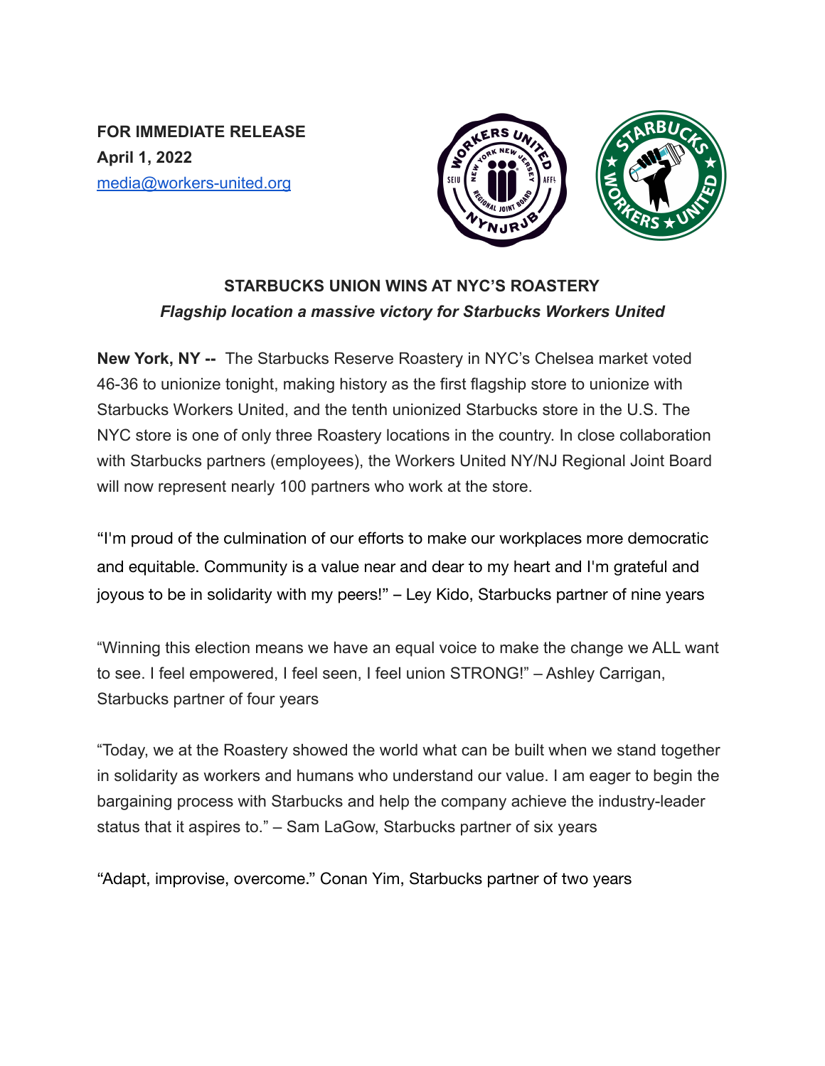**FOR IMMEDIATE RELEASE**
**April 1, 2022**
[media@workers-united.org](mailto:media@workers-united.org)

## STARBUCKS UNION WINS AT NYC'S ROASTERY

***Flagship location a massive victory for Starbucks Workers United***

**New York, NY --** The Starbucks Reserve Roastery in NYC's Chelsea market voted 46-36 to unionize tonight, making history as the first flagship store to unionize with Starbucks Workers United, and the tenth unionized Starbucks store in the U.S. The NYC store is one of only three Roastery locations in the country. In close collaboration with Starbucks partners (employees), the Workers United NY/NJ Regional Joint Board will now represent nearly 100 partners who work at the store.

"I'm proud of the culmination of our efforts to make our workplaces more democratic and equitable. Community is a value near and dear to my heart and I'm grateful and joyous to be in solidarity with my peers!" – Ley Kido, Starbucks partner of nine years

"Winning this election means we have an equal voice to make the change we ALL want to see. I feel empowered, I feel seen, I feel union STRONG!" – Ashley Carrigan, Starbucks partner of four years

"Today, we at the Roastery showed the world what can be built when we stand together in solidarity as workers and humans who understand our value. I am eager to begin the bargaining process with Starbucks and help the company achieve the industry-leader status that it aspires to." – Sam LaGow, Starbucks partner of six years

"Adapt, improvise, overcome." Conan Yim, Starbucks partner of two years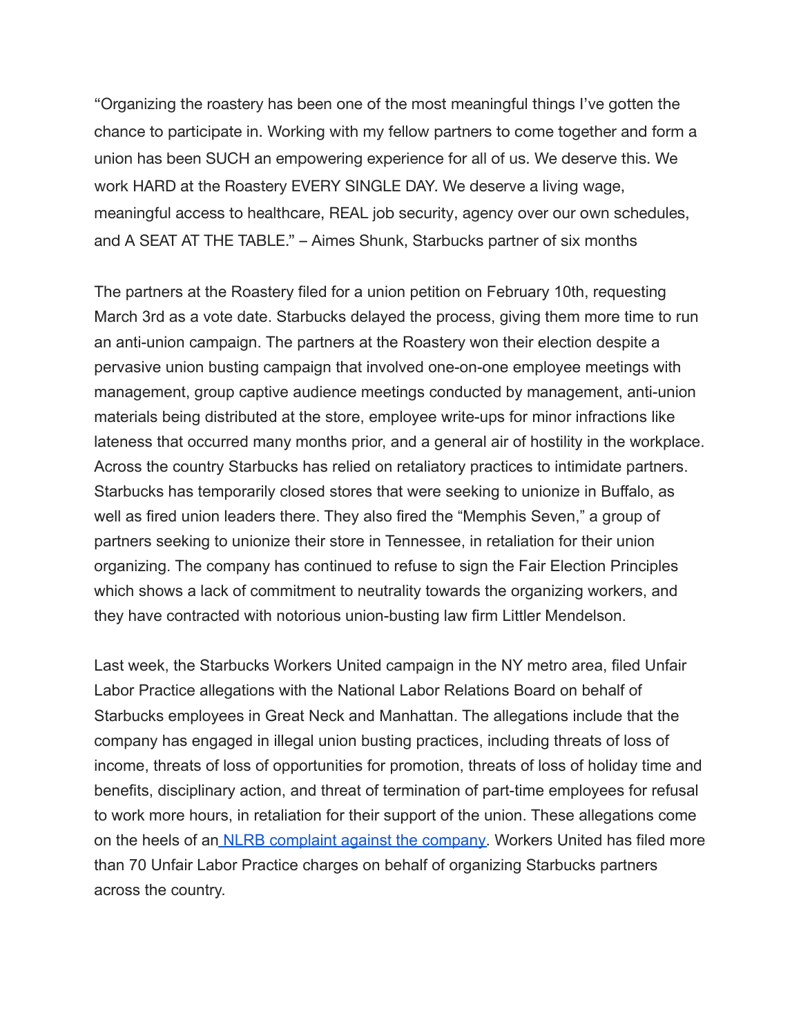"Organizing the roastery has been one of the most meaningful things I've gotten the chance to participate in. Working with my fellow partners to come together and form a union has been SUCH an empowering experience for all of us. We deserve this. We work HARD at the Roastery EVERY SINGLE DAY. We deserve a living wage, meaningful access to healthcare, REAL job security, agency over our own schedules, and A SEAT AT THE TABLE." – Aimes Shunk, Starbucks partner of six months

The partners at the Roastery filed for a union petition on February 10th, requesting March 3rd as a vote date. Starbucks delayed the process, giving them more time to run an anti-union campaign. The partners at the Roastery won their election despite a pervasive union busting campaign that involved one-on-one employee meetings with management, group captive audience meetings conducted by management, anti-union materials being distributed at the store, employee write-ups for minor infractions like lateness that occurred many months prior, and a general air of hostility in the workplace. Across the country Starbucks has relied on retaliatory practices to intimidate partners. Starbucks has temporarily closed stores that were seeking to unionize in Buffalo, as well as fired union leaders there. They also fired the "Memphis Seven," a group of partners seeking to unionize their store in Tennessee, in retaliation for their union organizing. The company has continued to refuse to sign the Fair Election Principles which shows a lack of commitment to neutrality towards the organizing workers, and they have contracted with notorious union-busting law firm Littler Mendelson.

Last week, the Starbucks Workers United campaign in the NY metro area, filed Unfair Labor Practice allegations with the National Labor Relations Board on behalf of Starbucks employees in Great Neck and Manhattan. The allegations include that the company has engaged in illegal union busting practices, including threats of loss of income, threats of loss of opportunities for promotion, threats of loss of holiday time and benefits, disciplinary action, and threat of termination of part-time employees for refusal to work more hours, in retaliation for their support of the union. These allegations come on the heels of an NLRB complaint against the company. Workers United has filed more than 70 Unfair Labor Practice charges on behalf of organizing Starbucks partners across the country.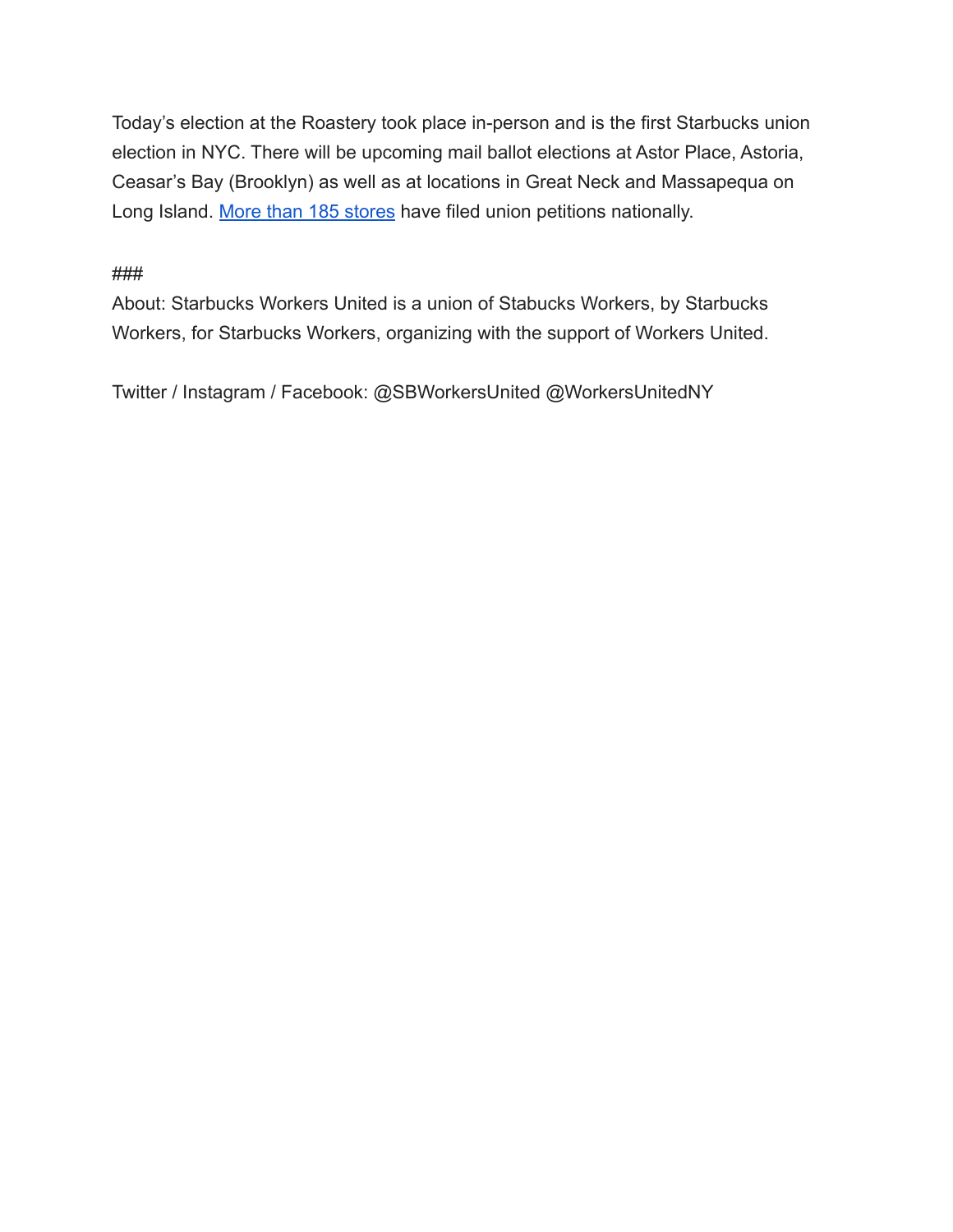Today's election at the Roastery took place in-person and is the first Starbucks union election in NYC. There will be upcoming mail ballot elections at Astor Place, Astoria, Ceasar's Bay (Brooklyn) as well as at locations in Great Neck and Massapequa on Long Island. More than 185 stores have filed union petitions nationally.

###

About: Starbucks Workers United is a union of Stabucks Workers, by Starbucks Workers, for Starbucks Workers, organizing with the support of Workers United.

Twitter / Instagram / Facebook: @SBWorkersUnited @WorkersUnitedNY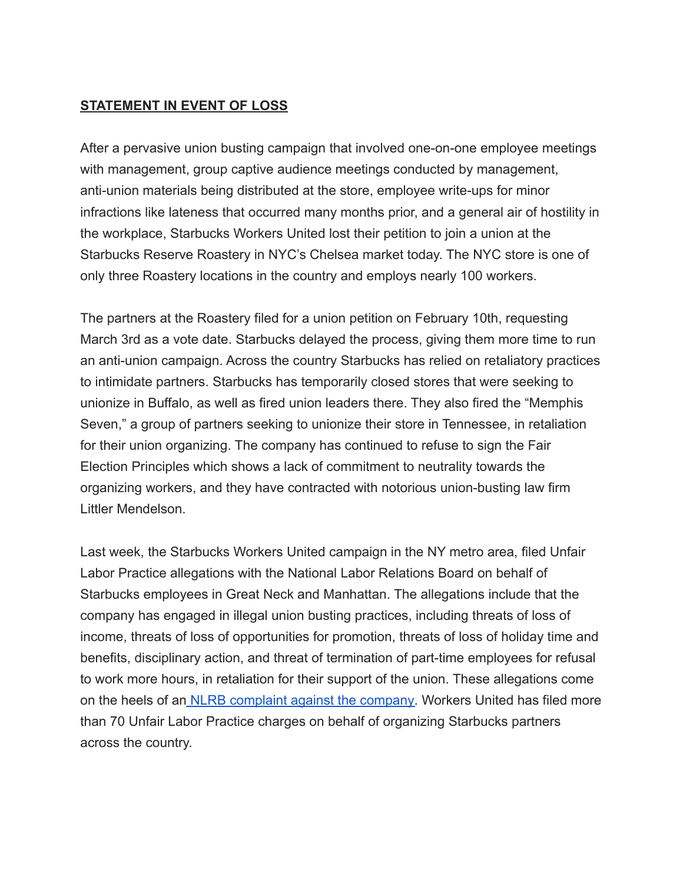**STATEMENT IN EVENT OF LOSS**

After a pervasive union busting campaign that involved one-on-one employee meetings with management, group captive audience meetings conducted by management, anti-union materials being distributed at the store, employee write-ups for minor infractions like lateness that occurred many months prior, and a general air of hostility in the workplace, Starbucks Workers United lost their petition to join a union at the Starbucks Reserve Roastery in NYC's Chelsea market today. The NYC store is one of only three Roastery locations in the country and employs nearly 100 workers.

The partners at the Roastery filed for a union petition on February 10th, requesting March 3rd as a vote date. Starbucks delayed the process, giving them more time to run an anti-union campaign. Across the country Starbucks has relied on retaliatory practices to intimidate partners. Starbucks has temporarily closed stores that were seeking to unionize in Buffalo, as well as fired union leaders there. They also fired the "Memphis Seven," a group of partners seeking to unionize their store in Tennessee, in retaliation for their union organizing. The company has continued to refuse to sign the Fair Election Principles which shows a lack of commitment to neutrality towards the organizing workers, and they have contracted with notorious union-busting law firm Littler Mendelson.

Last week, the Starbucks Workers United campaign in the NY metro area, filed Unfair Labor Practice allegations with the National Labor Relations Board on behalf of Starbucks employees in Great Neck and Manhattan. The allegations include that the company has engaged in illegal union busting practices, including threats of loss of income, threats of loss of opportunities for promotion, threats of loss of holiday time and benefits, disciplinary action, and threat of termination of part-time employees for refusal to work more hours, in retaliation for their support of the union. These allegations come on the heels of an NLRB complaint against the company. Workers United has filed more than 70 Unfair Labor Practice charges on behalf of organizing Starbucks partners across the country.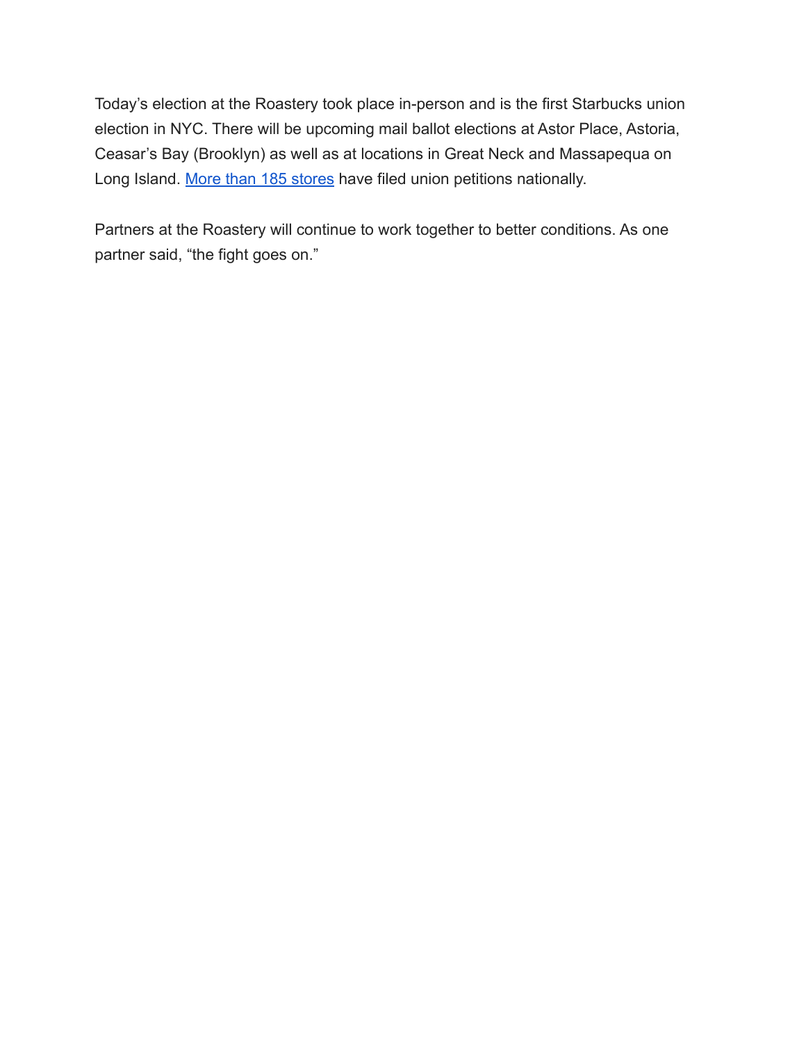Today's election at the Roastery took place in-person and is the first Starbucks union election in NYC. There will be upcoming mail ballot elections at Astor Place, Astoria, Ceasar's Bay (Brooklyn) as well as at locations in Great Neck and Massapequa on Long Island. More than 185 stores have filed union petitions nationally.

Partners at the Roastery will continue to work together to better conditions. As one partner said, "the fight goes on."